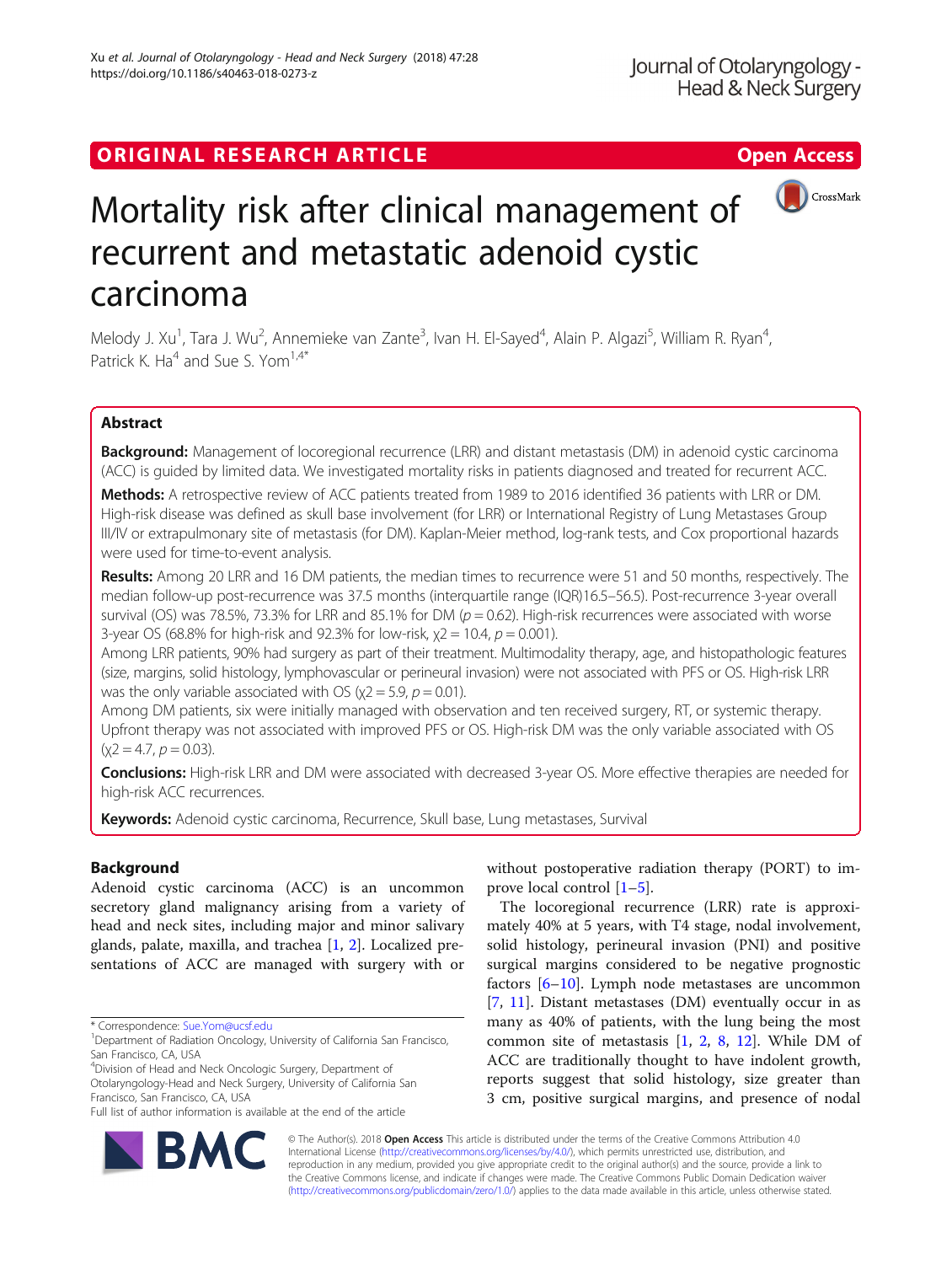ORIGINAL RESEARCH ARTICLE

Open Access

# Mortality risk after clinical management of recurrent and metastatic adenoid cystic carcinoma

Melody J. Xu[1], Tara J. Wu[2], Annemieke van Zante[3], Ivan H. El-Sayed[4], Alain P. Algazi[5], William R. Ryan[4], Patrick K. Ha[4] and Sue S. Yom[1,4*]

## Abstract

**Background:** Management of locoregional recurrence (LRR) and distant metastasis (DM) in adenoid cystic carcinoma (ACC) is guided by limited data. We investigated mortality risks in patients diagnosed and treated for recurrent ACC.

**Methods:** A retrospective review of ACC patients treated from 1989 to 2016 identified 36 patients with LRR or DM. High-risk disease was defined as skull base involvement (for LRR) or International Registry of Lung Metastases Group III/IV or extrapulmonary site of metastasis (for DM). Kaplan-Meier method, log-rank tests, and Cox proportional hazards were used for time-to-event analysis.

**Results:** Among 20 LRR and 16 DM patients, the median times to recurrence were 51 and 50 months, respectively. The median follow-up post-recurrence was 37.5 months (interquartile range (IQR)16.5–56.5). Post-recurrence 3-year overall survival (OS) was 78.5%, 73.3% for LRR and 85.1% for DM ($p = 0.62$). High-risk recurrences were associated with worse 3-year OS (68.8% for high-risk and 92.3% for low-risk, $\chi2 = 10.4$, $p = 0.001$).

Among LRR patients, 90% had surgery as part of their treatment. Multimodality therapy, age, and histopathologic features (size, margins, solid histology, lymphovascular or perineural invasion) were not associated with PFS or OS. High-risk LRR was the only variable associated with OS ($\chi2 = 5.9$, $p = 0.01$).

Among DM patients, six were initially managed with observation and ten received surgery, RT, or systemic therapy. Upfront therapy was not associated with improved PFS or OS. High-risk DM was the only variable associated with OS ($\chi2 = 4.7$, $p = 0.03$).

**Conclusions:** High-risk LRR and DM were associated with decreased 3-year OS. More effective therapies are needed for high-risk ACC recurrences.

**Keywords:** Adenoid cystic carcinoma, Recurrence, Skull base, Lung metastases, Survival

## Background

Adenoid cystic carcinoma (ACC) is an uncommon secretory gland malignancy arising from a variety of head and neck sites, including major and minor salivary glands, palate, maxilla, and trachea [1, 2]. Localized presentations of ACC are managed with surgery with or without postoperative radiation therapy (PORT) to improve local control [1–5].

The locoregional recurrence (LRR) rate is approximately 40% at 5 years, with T4 stage, nodal involvement, solid histology, perineural invasion (PNI) and positive surgical margins considered to be negative prognostic factors [6–10]. Lymph node metastases are uncommon [7, 11]. Distant metastases (DM) eventually occur in as many as 40% of patients, with the lung being the most common site of metastasis [1, 2, 8, 12]. While DM of ACC are traditionally thought to have indolent growth, reports suggest that solid histology, size greater than 3 cm, positive surgical margins, and presence of nodal

* Correspondence: Sue.Yom@ucsf.edu
[1]Department of Radiation Oncology, University of California San Francisco, San Francisco, CA, USA
[4]Division of Head and Neck Oncologic Surgery, Department of Otolaryngology-Head and Neck Surgery, University of California San Francisco, San Francisco, CA, USA
Full list of author information is available at the end of the article

© The Author(s). 2018 **Open Access** This article is distributed under the terms of the Creative Commons Attribution 4.0 International License (http://creativecommons.org/licenses/by/4.0/), which permits unrestricted use, distribution, and reproduction in any medium, provided you give appropriate credit to the original author(s) and the source, provide a link to the Creative Commons license, and indicate if changes were made. The Creative Commons Public Domain Dedication waiver (http://creativecommons.org/publicdomain/zero/1.0/) applies to the data made available in this article, unless otherwise stated.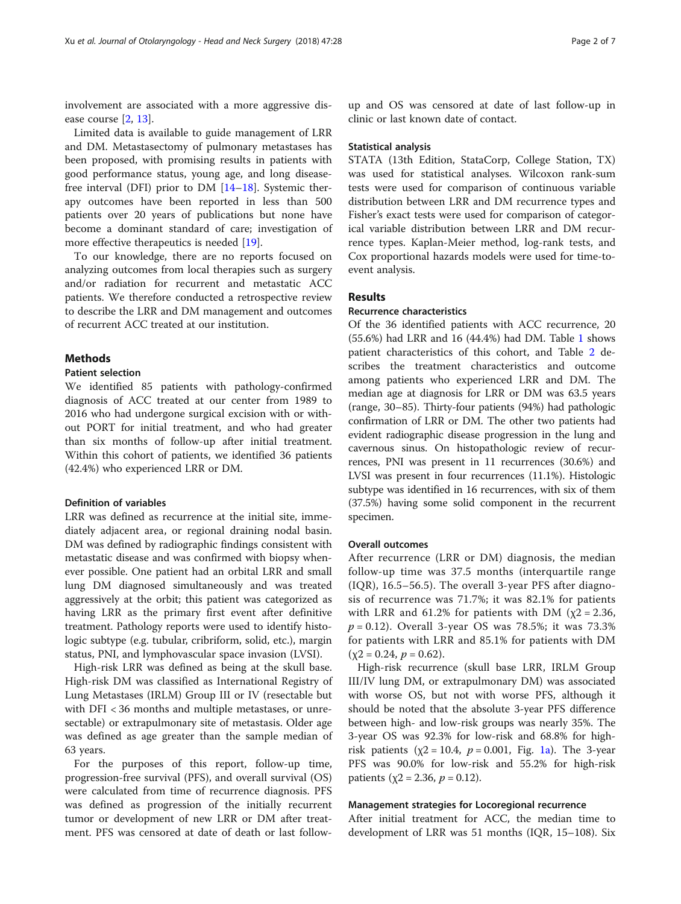involvement are associated with a more aggressive disease course [2, 13].

Limited data is available to guide management of LRR and DM. Metastasectomy of pulmonary metastases has been proposed, with promising results in patients with good performance status, young age, and long disease-free interval (DFI) prior to DM [14–18]. Systemic therapy outcomes have been reported in less than 500 patients over 20 years of publications but none have become a dominant standard of care; investigation of more effective therapeutics is needed [19].

To our knowledge, there are no reports focused on analyzing outcomes from local therapies such as surgery and/or radiation for recurrent and metastatic ACC patients. We therefore conducted a retrospective review to describe the LRR and DM management and outcomes of recurrent ACC treated at our institution.

## Methods

### Patient selection

We identified 85 patients with pathology-confirmed diagnosis of ACC treated at our center from 1989 to 2016 who had undergone surgical excision with or without PORT for initial treatment, and who had greater than six months of follow-up after initial treatment. Within this cohort of patients, we identified 36 patients (42.4%) who experienced LRR or DM.

### Definition of variables

LRR was defined as recurrence at the initial site, immediately adjacent area, or regional draining nodal basin. DM was defined by radiographic findings consistent with metastatic disease and was confirmed with biopsy whenever possible. One patient had an orbital LRR and small lung DM diagnosed simultaneously and was treated aggressively at the orbit; this patient was categorized as having LRR as the primary first event after definitive treatment. Pathology reports were used to identify histologic subtype (e.g. tubular, cribriform, solid, etc.), margin status, PNI, and lymphovascular space invasion (LVSI).

High-risk LRR was defined as being at the skull base. High-risk DM was classified as International Registry of Lung Metastases (IRLM) Group III or IV (resectable but with DFI < 36 months and multiple metastases, or unresectable) or extrapulmonary site of metastasis. Older age was defined as age greater than the sample median of 63 years.

For the purposes of this report, follow-up time, progression-free survival (PFS), and overall survival (OS) were calculated from time of recurrence diagnosis. PFS was defined as progression of the initially recurrent tumor or development of new LRR or DM after treatment. PFS was censored at date of death or last follow-up and OS was censored at date of last follow-up in clinic or last known date of contact.

### Statistical analysis

STATA (13th Edition, StataCorp, College Station, TX) was used for statistical analyses. Wilcoxon rank-sum tests were used for comparison of continuous variable distribution between LRR and DM recurrence types and Fisher's exact tests were used for comparison of categorical variable distribution between LRR and DM recurrence types. Kaplan-Meier method, log-rank tests, and Cox proportional hazards models were used for time-to-event analysis.

## Results

### Recurrence characteristics

Of the 36 identified patients with ACC recurrence, 20 (55.6%) had LRR and 16 (44.4%) had DM. Table 1 shows patient characteristics of this cohort, and Table 2 describes the treatment characteristics and outcome among patients who experienced LRR and DM. The median age at diagnosis for LRR or DM was 63.5 years (range, 30–85). Thirty-four patients (94%) had pathologic confirmation of LRR or DM. The other two patients had evident radiographic disease progression in the lung and cavernous sinus. On histopathologic review of recurrences, PNI was present in 11 recurrences (30.6%) and LVSI was present in four recurrences (11.1%). Histologic subtype was identified in 16 recurrences, with six of them (37.5%) having some solid component in the recurrent specimen.

### Overall outcomes

After recurrence (LRR or DM) diagnosis, the median follow-up time was 37.5 months (interquartile range (IQR), 16.5–56.5). The overall 3-year PFS after diagnosis of recurrence was 71.7%; it was 82.1% for patients with LRR and 61.2% for patients with DM ($\chi2 = 2.36$, $p = 0.12$). Overall 3-year OS was 78.5%; it was 73.3% for patients with LRR and 85.1% for patients with DM ($\chi2 = 0.24$, $p = 0.62$).

High-risk recurrence (skull base LRR, IRLM Group III/IV lung DM, or extrapulmonary DM) was associated with worse OS, but not with worse PFS, although it should be noted that the absolute 3-year PFS difference between high- and low-risk groups was nearly 35%. The 3-year OS was 92.3% for low-risk and 68.8% for high-risk patients ($\chi2 = 10.4$, $p = 0.001$, Fig. 1a). The 3-year PFS was 90.0% for low-risk and 55.2% for high-risk patients ($\chi2 = 2.36$, $p = 0.12$).

### Management strategies for Locoregional recurrence

After initial treatment for ACC, the median time to development of LRR was 51 months (IQR, 15–108). Six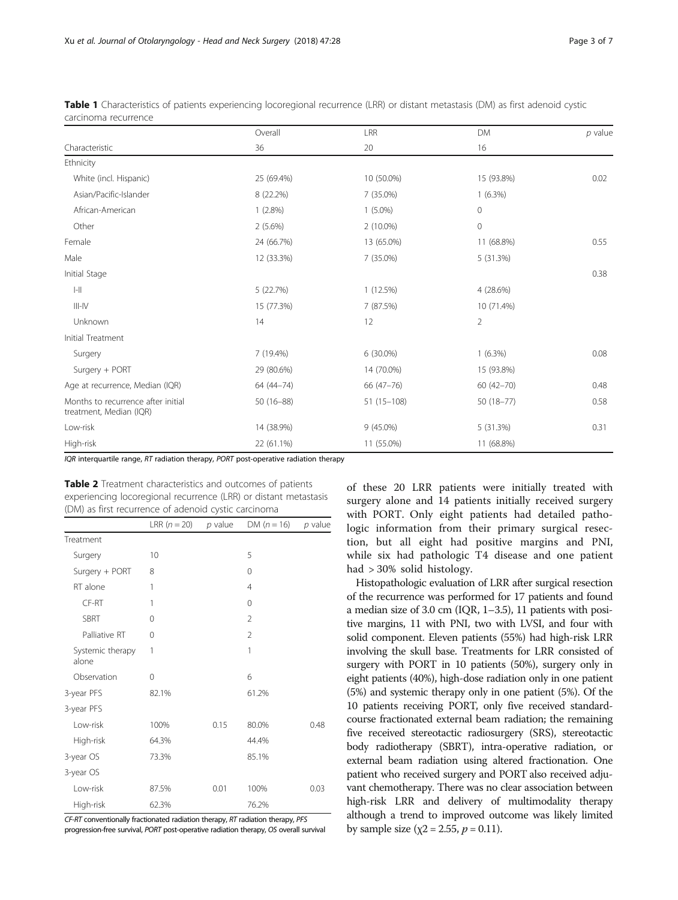**Table 1** Characteristics of patients experiencing locoregional recurrence (LRR) or distant metastasis (DM) as first adenoid cystic carcinoma recurrence

| Characteristic | Overall 36 | LRR 20 | DM 16 | *p* value |
|---|---|---|---|---|
| Ethnicity | | | | |
| White (incl. Hispanic) | 25 (69.4%) | 10 (50.0%) | 15 (93.8%) | 0.02 |
| Asian/Pacific-Islander | 8 (22.2%) | 7 (35.0%) | 1 (6.3%) | |
| African-American | 1 (2.8%) | 1 (5.0%) | 0 | |
| Other | 2 (5.6%) | 2 (10.0%) | 0 | |
| Female | 24 (66.7%) | 13 (65.0%) | 11 (68.8%) | 0.55 |
| Male | 12 (33.3%) | 7 (35.0%) | 5 (31.3%) | |
| Initial Stage | | | | 0.38 |
| I-II | 5 (22.7%) | 1 (12.5%) | 4 (28.6%) | |
| III-IV | 15 (77.3%) | 7 (87.5%) | 10 (71.4%) | |
| Unknown | 14 | 12 | 2 | |
| Initial Treatment | | | | |
| Surgery | 7 (19.4%) | 6 (30.0%) | 1 (6.3%) | 0.08 |
| Surgery + PORT | 29 (80.6%) | 14 (70.0%) | 15 (93.8%) | |
| Age at recurrence, Median (IQR) | 64 (44–74) | 66 (47–76) | 60 (42–70) | 0.48 |
| Months to recurrence after initial treatment, Median (IQR) | 50 (16–88) | 51 (15–108) | 50 (18–77) | 0.58 |
| Low-risk | 14 (38.9%) | 9 (45.0%) | 5 (31.3%) | 0.31 |
| High-risk | 22 (61.1%) | 11 (55.0%) | 11 (68.8%) | |

*IQR* interquartile range, *RT* radiation therapy, *PORT* post-operative radiation therapy

**Table 2** Treatment characteristics and outcomes of patients experiencing locoregional recurrence (LRR) or distant metastasis (DM) as first recurrence of adenoid cystic carcinoma

| | LRR ($n = 20$) | *p* value | DM ($n = 16$) | *p* value |
|---|---|---|---|---|
| Treatment | | | | |
| Surgery | 10 | | 5 | |
| Surgery + PORT | 8 | | 0 | |
| RT alone | 1 | | 4 | |
| CF-RT | 1 | | 0 | |
| SBRT | 0 | | 2 | |
| Palliative RT | 0 | | 2 | |
| Systemic therapy alone | 1 | | 1 | |
| Observation | 0 | | 6 | |
| 3-year PFS | 82.1% | | 61.2% | |
| 3-year PFS | | | | |
| Low-risk | 100% | 0.15 | 80.0% | 0.48 |
| High-risk | 64.3% | | 44.4% | |
| 3-year OS | 73.3% | | 85.1% | |
| 3-year OS | | | | |
| Low-risk | 87.5% | 0.01 | 100% | 0.03 |
| High-risk | 62.3% | | 76.2% | |

*CF-RT* conventionally fractionated radiation therapy, *RT* radiation therapy, *PFS* progression-free survival, *PORT* post-operative radiation therapy, *OS* overall survival

of these 20 LRR patients were initially treated with surgery alone and 14 patients initially received surgery with PORT. Only eight patients had detailed pathologic information from their primary surgical resection, but all eight had positive margins and PNI, while six had pathologic T4 disease and one patient had > 30% solid histology.

Histopathologic evaluation of LRR after surgical resection of the recurrence was performed for 17 patients and found a median size of 3.0 cm (IQR, 1–3.5), 11 patients with positive margins, 11 with PNI, two with LVSI, and four with solid component. Eleven patients (55%) had high-risk LRR involving the skull base. Treatments for LRR consisted of surgery with PORT in 10 patients (50%), surgery only in eight patients (40%), high-dose radiation only in one patient (5%) and systemic therapy only in one patient (5%). Of the 10 patients receiving PORT, only five received standard-course fractionated external beam radiation; the remaining five received stereotactic radiosurgery (SRS), stereotactic body radiotherapy (SBRT), intra-operative radiation, or external beam radiation using altered fractionation. One patient who received surgery and PORT also received adjuvant chemotherapy. There was no clear association between high-risk LRR and delivery of multimodality therapy although a trend to improved outcome was likely limited by sample size ($\chi 2 = 2.55$, $p = 0.11$).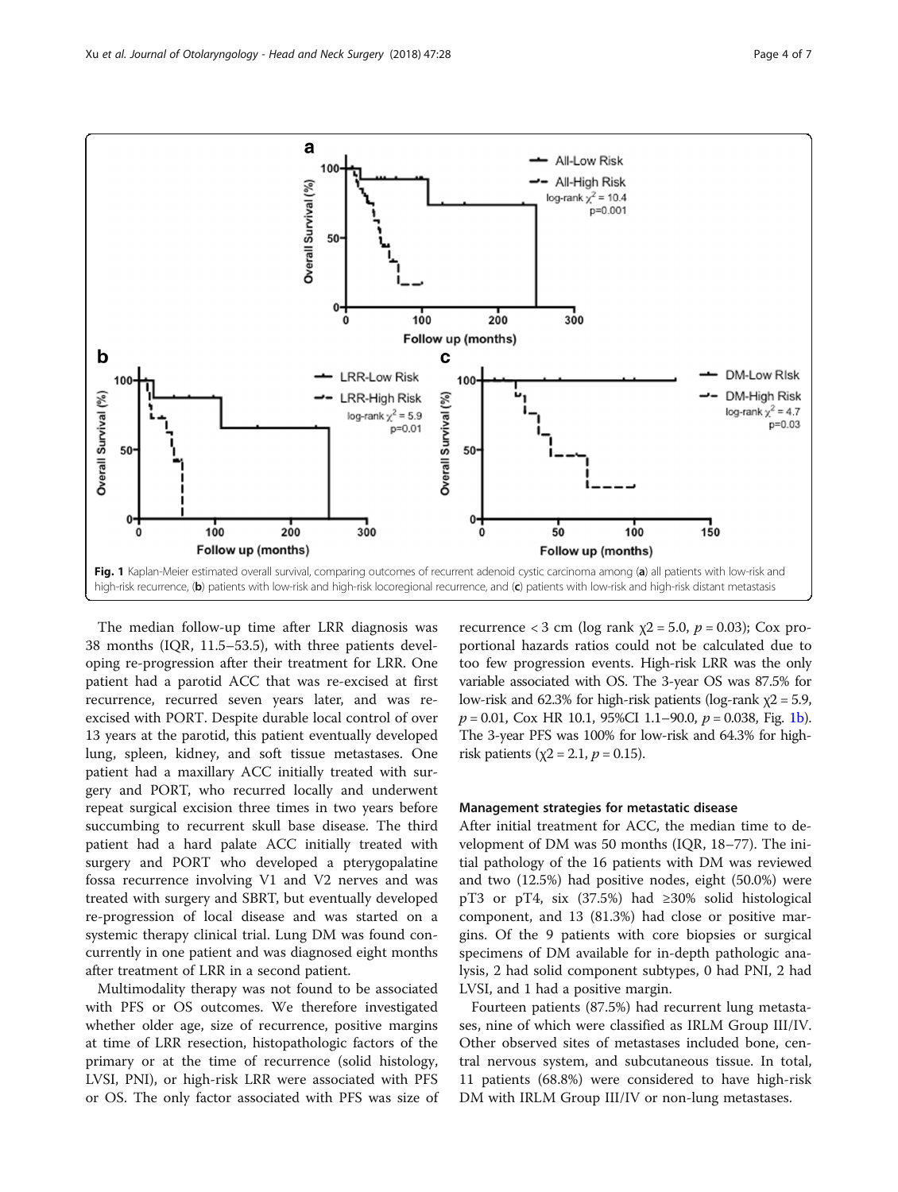Fig. 1 Kaplan-Meier estimated overall survival, comparing outcomes of recurrent adenoid cystic carcinoma among (a) all patients with low-risk and high-risk recurrence, (b) patients with low-risk and high-risk locoregional recurrence, and (c) patients with low-risk and high-risk distant metastasis

The median follow-up time after LRR diagnosis was 38 months (IQR, 11.5–53.5), with three patients developing re-progression after their treatment for LRR. One patient had a parotid ACC that was re-excised at first recurrence, recurred seven years later, and was re-excised with PORT. Despite durable local control of over 13 years at the parotid, this patient eventually developed lung, spleen, kidney, and soft tissue metastases. One patient had a maxillary ACC initially treated with surgery and PORT, who recurred locally and underwent repeat surgical excision three times in two years before succumbing to recurrent skull base disease. The third patient had a hard palate ACC initially treated with surgery and PORT who developed a pterygopalatine fossa recurrence involving V1 and V2 nerves and was treated with surgery and SBRT, but eventually developed re-progression of local disease and was started on a systemic therapy clinical trial. Lung DM was found concurrently in one patient and was diagnosed eight months after treatment of LRR in a second patient.

Multimodality therapy was not found to be associated with PFS or OS outcomes. We therefore investigated whether older age, size of recurrence, positive margins at time of LRR resection, histopathologic factors of the primary or at the time of recurrence (solid histology, LVSI, PNI), or high-risk LRR were associated with PFS or OS. The only factor associated with PFS was size of recurrence < 3 cm (log rank $\chi^2 = 5.0$, $p = 0.03$); Cox proportional hazards ratios could not be calculated due to too few progression events. High-risk LRR was the only variable associated with OS. The 3-year OS was 87.5% for low-risk and 62.3% for high-risk patients (log-rank $\chi^2 = 5.9$, $p = 0.01$, Cox HR 10.1, 95%CI 1.1–90.0, $p = 0.038$, Fig. 1b). The 3-year PFS was 100% for low-risk and 64.3% for high-risk patients ($\chi^2 = 2.1$, $p = 0.15$).

#### Management strategies for metastatic disease

After initial treatment for ACC, the median time to development of DM was 50 months (IQR, 18–77). The initial pathology of the 16 patients with DM was reviewed and two (12.5%) had positive nodes, eight (50.0%) were pT3 or pT4, six (37.5%) had ≥30% solid histological component, and 13 (81.3%) had close or positive margins. Of the 9 patients with core biopsies or surgical specimens of DM available for in-depth pathologic analysis, 2 had solid component subtypes, 0 had PNI, 2 had LVSI, and 1 had a positive margin.

Fourteen patients (87.5%) had recurrent lung metastases, nine of which were classified as IRLM Group III/IV. Other observed sites of metastases included bone, central nervous system, and subcutaneous tissue. In total, 11 patients (68.8%) were considered to have high-risk DM with IRLM Group III/IV or non-lung metastases.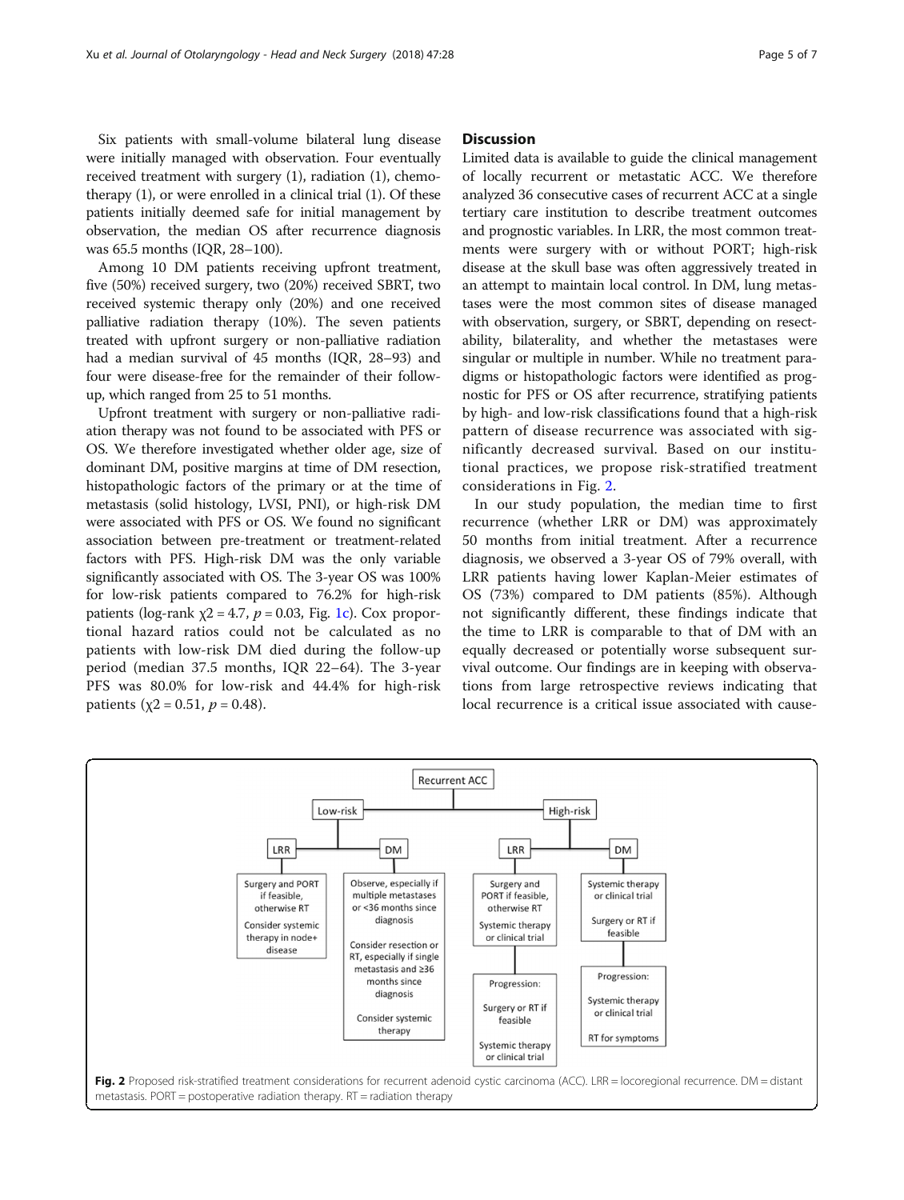Six patients with small-volume bilateral lung disease were initially managed with observation. Four eventually received treatment with surgery (1), radiation (1), chemotherapy (1), or were enrolled in a clinical trial (1). Of these patients initially deemed safe for initial management by observation, the median OS after recurrence diagnosis was 65.5 months (IQR, 28–100).

Among 10 DM patients receiving upfront treatment, five (50%) received surgery, two (20%) received SBRT, two received systemic therapy only (20%) and one received palliative radiation therapy (10%). The seven patients treated with upfront surgery or non-palliative radiation had a median survival of 45 months (IQR, 28–93) and four were disease-free for the remainder of their follow-up, which ranged from 25 to 51 months.

Upfront treatment with surgery or non-palliative radiation therapy was not found to be associated with PFS or OS. We therefore investigated whether older age, size of dominant DM, positive margins at time of DM resection, histopathologic factors of the primary or at the time of metastasis (solid histology, LVSI, PNI), or high-risk DM were associated with PFS or OS. We found no significant association between pre-treatment or treatment-related factors with PFS. High-risk DM was the only variable significantly associated with OS. The 3-year OS was 100% for low-risk patients compared to 76.2% for high-risk patients (log-rank $\chi2 = 4.7$, $p = 0.03$, Fig. 1c). Cox proportional hazard ratios could not be calculated as no patients with low-risk DM died during the follow-up period (median 37.5 months, IQR 22–64). The 3-year PFS was 80.0% for low-risk and 44.4% for high-risk patients ($\chi2 = 0.51$, $p = 0.48$).

## Discussion

Limited data is available to guide the clinical management of locally recurrent or metastatic ACC. We therefore analyzed 36 consecutive cases of recurrent ACC at a single tertiary care institution to describe treatment outcomes and prognostic variables. In LRR, the most common treatments were surgery with or without PORT; high-risk disease at the skull base was often aggressively treated in an attempt to maintain local control. In DM, lung metastases were the most common sites of disease managed with observation, surgery, or SBRT, depending on resectability, bilaterality, and whether the metastases were singular or multiple in number. While no treatment paradigms or histopathologic factors were identified as prognostic for PFS or OS after recurrence, stratifying patients by high- and low-risk classifications found that a high-risk pattern of disease recurrence was associated with significantly decreased survival. Based on our institutional practices, we propose risk-stratified treatment considerations in Fig. 2.

In our study population, the median time to first recurrence (whether LRR or DM) was approximately 50 months from initial treatment. After a recurrence diagnosis, we observed a 3-year OS of 79% overall, with LRR patients having lower Kaplan-Meier estimates of OS (73%) compared to DM patients (85%). Although not significantly different, these findings indicate that the time to LRR is comparable to that of DM with an equally decreased or potentially worse subsequent survival outcome. Our findings are in keeping with observations from large retrospective reviews indicating that local recurrence is a critical issue associated with cause-

Recurrent ACC

- Low-risk
  - LRR: Surgery and PORT if feasible, otherwise RT. Consider systemic therapy in node+ disease
  - DM: Observe, especially if multiple metastases or <36 months since diagnosis. Consider resection or RT, especially if single metastasis and ≥36 months since diagnosis. Consider systemic therapy
- High-risk
  - LRR: Surgery and PORT if feasible, otherwise RT. Systemic therapy or clinical trial
    - Progression: Surgery or RT if feasible. Systemic therapy or clinical trial
  - DM: Systemic therapy or clinical trial. Surgery or RT if feasible
    - Progression: Systemic therapy or clinical trial. RT for symptoms

**Fig. 2** Proposed risk-stratified treatment considerations for recurrent adenoid cystic carcinoma (ACC). LRR = locoregional recurrence. DM = distant metastasis. PORT = postoperative radiation therapy. RT = radiation therapy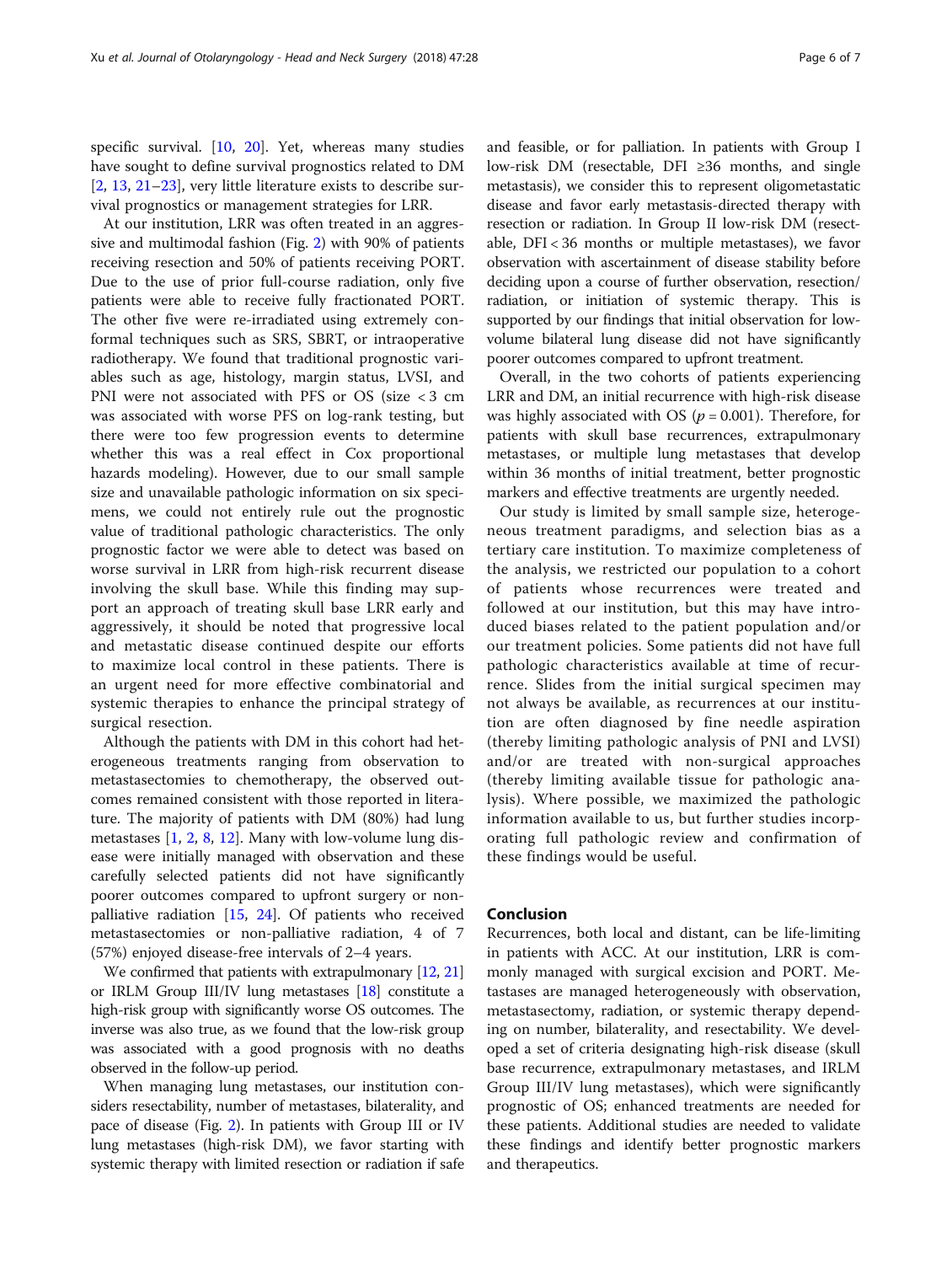specific survival. [10, 20]. Yet, whereas many studies have sought to define survival prognostics related to DM [2, 13, 21–23], very little literature exists to describe survival prognostics or management strategies for LRR.

At our institution, LRR was often treated in an aggressive and multimodal fashion (Fig. 2) with 90% of patients receiving resection and 50% of patients receiving PORT. Due to the use of prior full-course radiation, only five patients were able to receive fully fractionated PORT. The other five were re-irradiated using extremely conformal techniques such as SRS, SBRT, or intraoperative radiotherapy. We found that traditional prognostic variables such as age, histology, margin status, LVSI, and PNI were not associated with PFS or OS (size < 3 cm was associated with worse PFS on log-rank testing, but there were too few progression events to determine whether this was a real effect in Cox proportional hazards modeling). However, due to our small sample size and unavailable pathologic information on six specimens, we could not entirely rule out the prognostic value of traditional pathologic characteristics. The only prognostic factor we were able to detect was based on worse survival in LRR from high-risk recurrent disease involving the skull base. While this finding may support an approach of treating skull base LRR early and aggressively, it should be noted that progressive local and metastatic disease continued despite our efforts to maximize local control in these patients. There is an urgent need for more effective combinatorial and systemic therapies to enhance the principal strategy of surgical resection.

Although the patients with DM in this cohort had heterogeneous treatments ranging from observation to metastasectomies to chemotherapy, the observed outcomes remained consistent with those reported in literature. The majority of patients with DM (80%) had lung metastases [1, 2, 8, 12]. Many with low-volume lung disease were initially managed with observation and these carefully selected patients did not have significantly poorer outcomes compared to upfront surgery or non-palliative radiation [15, 24]. Of patients who received metastasectomies or non-palliative radiation, 4 of 7 (57%) enjoyed disease-free intervals of 2–4 years.

We confirmed that patients with extrapulmonary [12, 21] or IRLM Group III/IV lung metastases [18] constitute a high-risk group with significantly worse OS outcomes. The inverse was also true, as we found that the low-risk group was associated with a good prognosis with no deaths observed in the follow-up period.

When managing lung metastases, our institution considers resectability, number of metastases, bilaterality, and pace of disease (Fig. 2). In patients with Group III or IV lung metastases (high-risk DM), we favor starting with systemic therapy with limited resection or radiation if safe and feasible, or for palliation. In patients with Group I low-risk DM (resectable, DFI ≥36 months, and single metastasis), we consider this to represent oligometastatic disease and favor early metastasis-directed therapy with resection or radiation. In Group II low-risk DM (resectable, DFI < 36 months or multiple metastases), we favor observation with ascertainment of disease stability before deciding upon a course of further observation, resection/radiation, or initiation of systemic therapy. This is supported by our findings that initial observation for low-volume bilateral lung disease did not have significantly poorer outcomes compared to upfront treatment.

Overall, in the two cohorts of patients experiencing LRR and DM, an initial recurrence with high-risk disease was highly associated with OS ($p = 0.001$). Therefore, for patients with skull base recurrences, extrapulmonary metastases, or multiple lung metastases that develop within 36 months of initial treatment, better prognostic markers and effective treatments are urgently needed.

Our study is limited by small sample size, heterogeneous treatment paradigms, and selection bias as a tertiary care institution. To maximize completeness of the analysis, we restricted our population to a cohort of patients whose recurrences were treated and followed at our institution, but this may have introduced biases related to the patient population and/or our treatment policies. Some patients did not have full pathologic characteristics available at time of recurrence. Slides from the initial surgical specimen may not always be available, as recurrences at our institution are often diagnosed by fine needle aspiration (thereby limiting pathologic analysis of PNI and LVSI) and/or are treated with non-surgical approaches (thereby limiting available tissue for pathologic analysis). Where possible, we maximized the pathologic information available to us, but further studies incorporating full pathologic review and confirmation of these findings would be useful.

## Conclusion

Recurrences, both local and distant, can be life-limiting in patients with ACC. At our institution, LRR is commonly managed with surgical excision and PORT. Metastases are managed heterogeneously with observation, metastasectomy, radiation, or systemic therapy depending on number, bilaterality, and resectability. We developed a set of criteria designating high-risk disease (skull base recurrence, extrapulmonary metastases, and IRLM Group III/IV lung metastases), which were significantly prognostic of OS; enhanced treatments are needed for these patients. Additional studies are needed to validate these findings and identify better prognostic markers and therapeutics.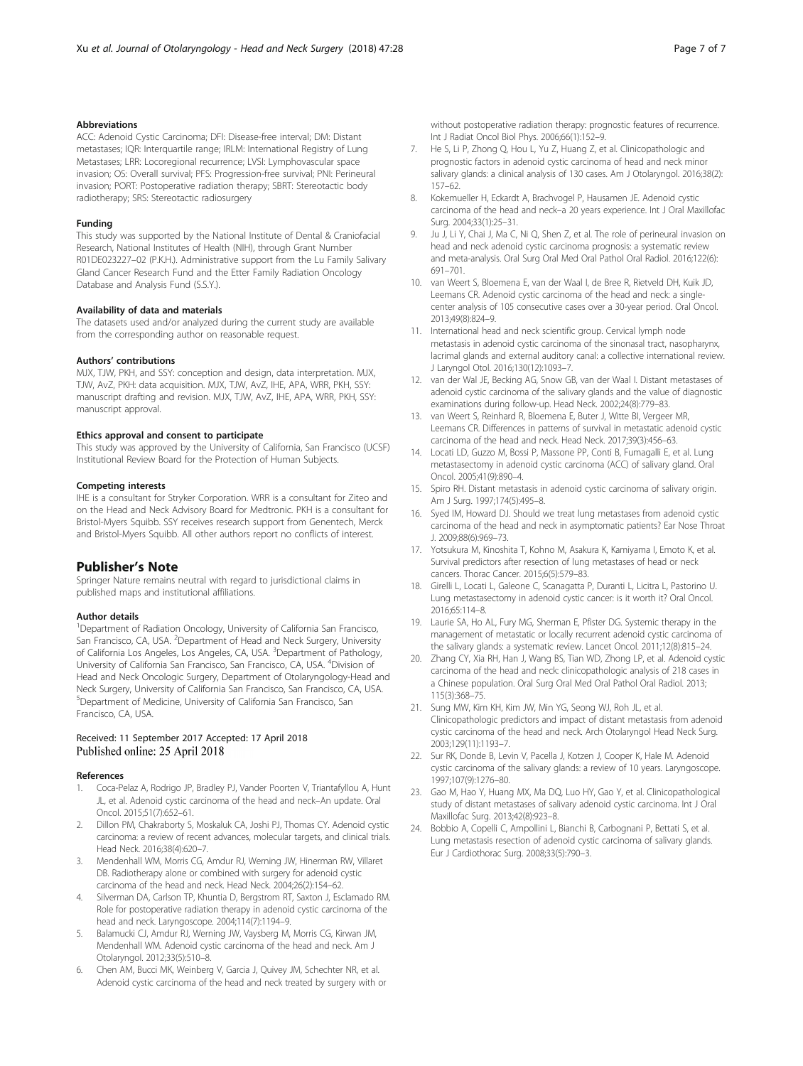#### Abbreviations

ACC: Adenoid Cystic Carcinoma; DFI: Disease-free interval; DM: Distant metastases; IQR: Interquartile range; IRLM: International Registry of Lung Metastases; LRR: Locoregional recurrence; LVSI: Lymphovascular space invasion; OS: Overall survival; PFS: Progression-free survival; PNI: Perineural invasion; PORT: Postoperative radiation therapy; SBRT: Stereotactic body radiotherapy; SRS: Stereotactic radiosurgery

#### Funding

This study was supported by the National Institute of Dental & Craniofacial Research, National Institutes of Health (NIH), through Grant Number R01DE023227–02 (P.K.H.). Administrative support from the Lu Family Salivary Gland Cancer Research Fund and the Etter Family Radiation Oncology Database and Analysis Fund (S.S.Y.).

#### Availability of data and materials

The datasets used and/or analyzed during the current study are available from the corresponding author on reasonable request.

#### Authors' contributions

MJX, TJW, PKH, and SSY: conception and design, data interpretation. MJX, TJW, AvZ, PKH: data acquisition. MJX, TJW, AvZ, IHE, APA, WRR, PKH, SSY: manuscript drafting and revision. MJX, TJW, AvZ, IHE, APA, WRR, PKH, SSY: manuscript approval.

#### Ethics approval and consent to participate

This study was approved by the University of California, San Francisco (UCSF) Institutional Review Board for the Protection of Human Subjects.

#### Competing interests

IHE is a consultant for Stryker Corporation. WRR is a consultant for Ziteo and on the Head and Neck Advisory Board for Medtronic. PKH is a consultant for Bristol-Myers Squibb. SSY receives research support from Genentech, Merck and Bristol-Myers Squibb. All other authors report no conflicts of interest.

## Publisher's Note

Springer Nature remains neutral with regard to jurisdictional claims in published maps and institutional affiliations.

#### Author details

[1]Department of Radiation Oncology, University of California San Francisco, San Francisco, CA, USA. [2]Department of Head and Neck Surgery, University of California Los Angeles, Los Angeles, CA, USA. [3]Department of Pathology, University of California San Francisco, San Francisco, CA, USA. [4]Division of Head and Neck Oncologic Surgery, Department of Otolaryngology-Head and Neck Surgery, University of California San Francisco, San Francisco, CA, USA. [5]Department of Medicine, University of California San Francisco, San Francisco, CA, USA.

Received: 11 September 2017 Accepted: 17 April 2018
Published online: 25 April 2018

#### References

1. Coca-Pelaz A, Rodrigo JP, Bradley PJ, Vander Poorten V, Triantafyllou A, Hunt JL, et al. Adenoid cystic carcinoma of the head and neck–An update. Oral Oncol. 2015;51(7):652–61.
2. Dillon PM, Chakraborty S, Moskaluk CA, Joshi PJ, Thomas CY. Adenoid cystic carcinoma: a review of recent advances, molecular targets, and clinical trials. Head Neck. 2016;38(4):620–7.
3. Mendenhall WM, Morris CG, Amdur RJ, Werning JW, Hinerman RW, Villaret DB. Radiotherapy alone or combined with surgery for adenoid cystic carcinoma of the head and neck. Head Neck. 2004;26(2):154–62.
4. Silverman DA, Carlson TP, Khuntia D, Bergstrom RT, Saxton J, Esclamado RM. Role for postoperative radiation therapy in adenoid cystic carcinoma of the head and neck. Laryngoscope. 2004;114(7):1194–9.
5. Balamucki CJ, Amdur RJ, Werning JW, Vaysberg M, Morris CG, Kirwan JM, Mendenhall WM. Adenoid cystic carcinoma of the head and neck. Am J Otolaryngol. 2012;33(5):510–8.
6. Chen AM, Bucci MK, Weinberg V, Garcia J, Quivey JM, Schechter NR, et al. Adenoid cystic carcinoma of the head and neck treated by surgery with or without postoperative radiation therapy: prognostic features of recurrence. Int J Radiat Oncol Biol Phys. 2006;66(1):152–9.
7. He S, Li P, Zhong Q, Hou L, Yu Z, Huang Z, et al. Clinicopathologic and prognostic factors in adenoid cystic carcinoma of head and neck minor salivary glands: a clinical analysis of 130 cases. Am J Otolaryngol. 2016;38(2): 157–62.
8. Kokemueller H, Eckardt A, Brachvogel P, Hausamen JE. Adenoid cystic carcinoma of the head and neck–a 20 years experience. Int J Oral Maxillofac Surg. 2004;33(1):25–31.
9. Ju J, Li Y, Chai J, Ma C, Ni Q, Shen Z, et al. The role of perineural invasion on head and neck adenoid cystic carcinoma prognosis: a systematic review and meta-analysis. Oral Surg Oral Med Oral Pathol Oral Radiol. 2016;122(6): 691–701.
10. van Weert S, Bloemena E, van der Waal I, de Bree R, Rietveld DH, Kuik JD, Leemans CR. Adenoid cystic carcinoma of the head and neck: a single-center analysis of 105 consecutive cases over a 30-year period. Oral Oncol. 2013;49(8):824–9.
11. International head and neck scientific group. Cervical lymph node metastasis in adenoid cystic carcinoma of the sinonasal tract, nasopharynx, lacrimal glands and external auditory canal: a collective international review. J Laryngol Otol. 2016;130(12):1093–7.
12. van der Wal JE, Becking AG, Snow GB, van der Waal I. Distant metastases of adenoid cystic carcinoma of the salivary glands and the value of diagnostic examinations during follow-up. Head Neck. 2002;24(8):779–83.
13. van Weert S, Reinhard R, Bloemena E, Buter J, Witte BI, Vergeer MR, Leemans CR. Differences in patterns of survival in metastatic adenoid cystic carcinoma of the head and neck. Head Neck. 2017;39(3):456–63.
14. Locati LD, Guzzo M, Bossi P, Massone PP, Conti B, Fumagalli E, et al. Lung metastasectomy in adenoid cystic carcinoma (ACC) of salivary gland. Oral Oncol. 2005;41(9):890–4.
15. Spiro RH. Distant metastasis in adenoid cystic carcinoma of salivary origin. Am J Surg. 1997;174(5):495–8.
16. Syed IM, Howard DJ. Should we treat lung metastases from adenoid cystic carcinoma of the head and neck in asymptomatic patients? Ear Nose Throat J. 2009;88(6):969–73.
17. Yotsukura M, Kinoshita T, Kohno M, Asakura K, Kamiyama I, Emoto K, et al. Survival predictors after resection of lung metastases of head or neck cancers. Thorac Cancer. 2015;6(5):579–83.
18. Girelli L, Locati L, Galeone C, Scanagatta P, Duranti L, Licitra L, Pastorino U. Lung metastasectomy in adenoid cystic cancer: is it worth it? Oral Oncol. 2016;65:114–8.
19. Laurie SA, Ho AL, Fury MG, Sherman E, Pfister DG. Systemic therapy in the management of metastatic or locally recurrent adenoid cystic carcinoma of the salivary glands: a systematic review. Lancet Oncol. 2011;12(8):815–24.
20. Zhang CY, Xia RH, Han J, Wang BS, Tian WD, Zhong LP, et al. Adenoid cystic carcinoma of the head and neck: clinicopathologic analysis of 218 cases in a Chinese population. Oral Surg Oral Med Oral Pathol Oral Radiol. 2013; 115(3):368–75.
21. Sung MW, Kim KH, Kim JW, Min YG, Seong WJ, Roh JL, et al. Clinicopathologic predictors and impact of distant metastasis from adenoid cystic carcinoma of the head and neck. Arch Otolaryngol Head Neck Surg. 2003;129(11):1193–7.
22. Sur RK, Donde B, Levin V, Pacella J, Kotzen J, Cooper K, Hale M. Adenoid cystic carcinoma of the salivary glands: a review of 10 years. Laryngoscope. 1997;107(9):1276–80.
23. Gao M, Hao Y, Huang MX, Ma DQ, Luo HY, Gao Y, et al. Clinicopathological study of distant metastases of salivary adenoid cystic carcinoma. Int J Oral Maxillofac Surg. 2013;42(8):923–8.
24. Bobbio A, Copelli C, Ampollini L, Bianchi B, Carbognani P, Bettati S, et al. Lung metastasis resection of adenoid cystic carcinoma of salivary glands. Eur J Cardiothorac Surg. 2008;33(5):790–3.